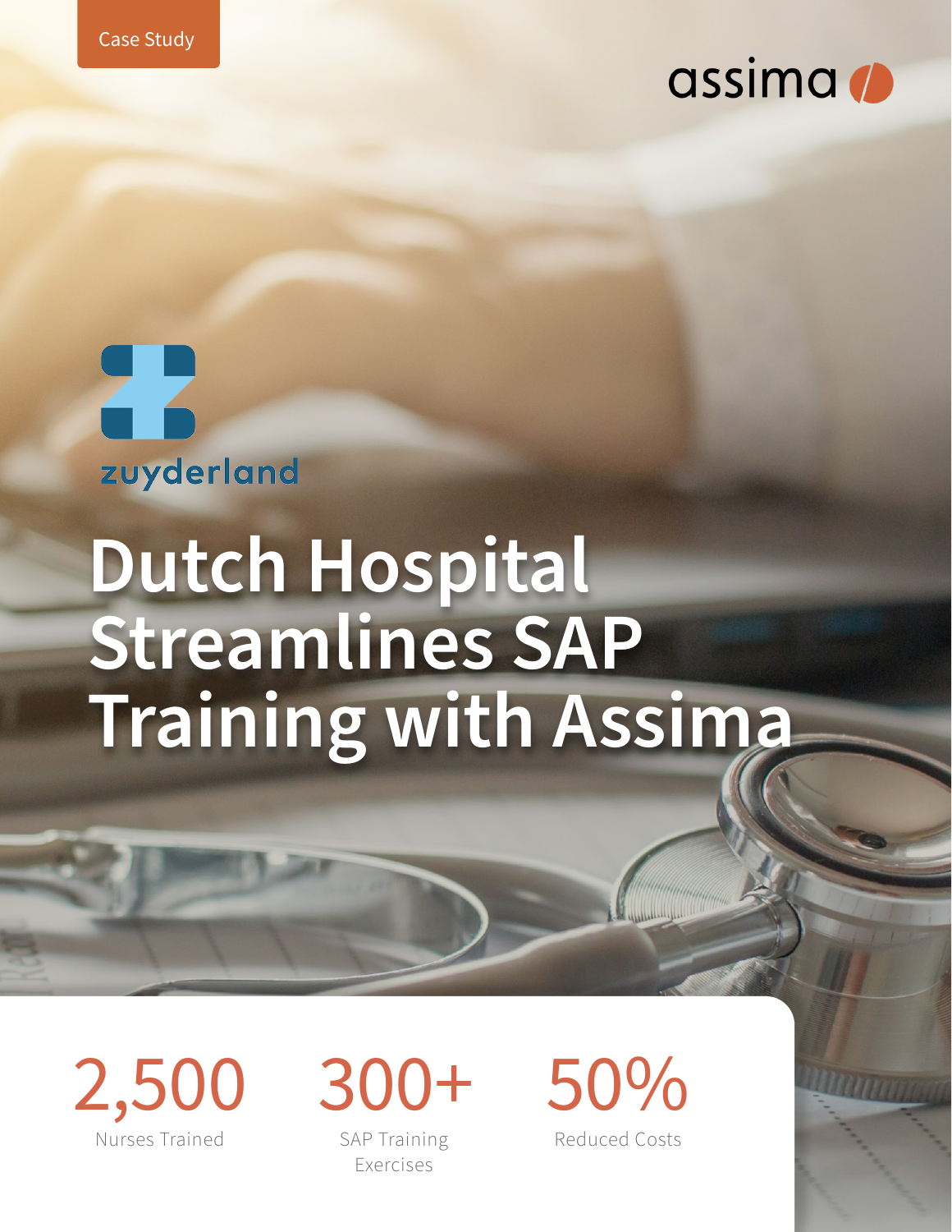Case Study

assima

zuyderland

# Dutch Hospital Streamlines SAP Training with Assima

**2,500**
Nurses Trained

**300+**
SAP Training Exercises

**50%**
Reduced Costs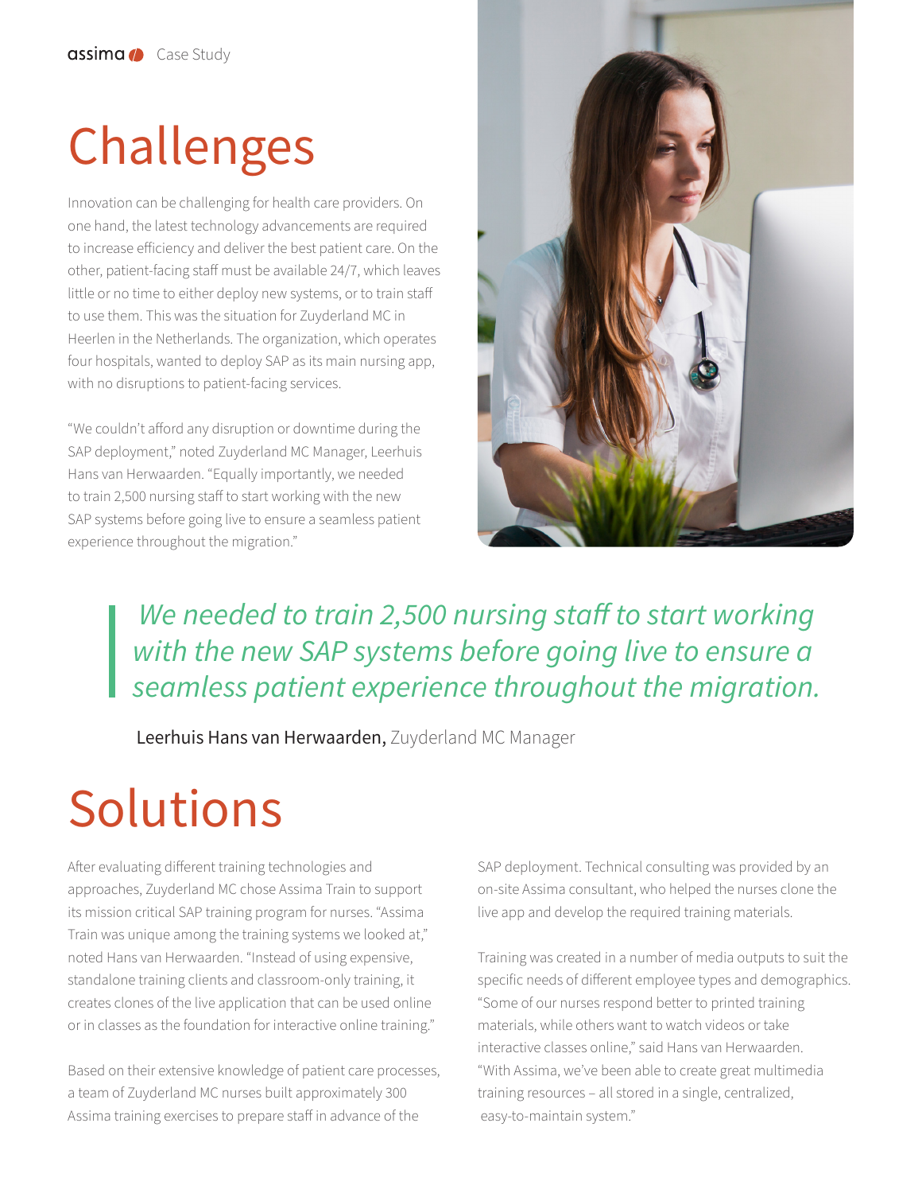# Challenges

Innovation can be challenging for health care providers. On one hand, the latest technology advancements are required to increase efficiency and deliver the best patient care. On the other, patient-facing staff must be available 24/7, which leaves little or no time to either deploy new systems, or to train staff to use them. This was the situation for Zuyderland MC in Heerlen in the Netherlands. The organization, which operates four hospitals, wanted to deploy SAP as its main nursing app, with no disruptions to patient-facing services.

"We couldn't afford any disruption or downtime during the SAP deployment," noted Zuyderland MC Manager, Leerhuis Hans van Herwaarden. "Equally importantly, we needed to train 2,500 nursing staff to start working with the new SAP systems before going live to ensure a seamless patient experience throughout the migration."

> *We needed to train 2,500 nursing staff to start working with the new SAP systems before going live to ensure a seamless patient experience throughout the migration.*
>
> **Leerhuis Hans van Herwaarden,** Zuyderland MC Manager

# Solutions

After evaluating different training technologies and approaches, Zuyderland MC chose Assima Train to support its mission critical SAP training program for nurses. "Assima Train was unique among the training systems we looked at," noted Hans van Herwaarden. "Instead of using expensive, standalone training clients and classroom-only training, it creates clones of the live application that can be used online or in classes as the foundation for interactive online training."

Based on their extensive knowledge of patient care processes, a team of Zuyderland MC nurses built approximately 300 Assima training exercises to prepare staff in advance of the SAP deployment. Technical consulting was provided by an on-site Assima consultant, who helped the nurses clone the live app and develop the required training materials.

Training was created in a number of media outputs to suit the specific needs of different employee types and demographics. "Some of our nurses respond better to printed training materials, while others want to watch videos or take interactive classes online," said Hans van Herwaarden. "With Assima, we've been able to create great multimedia training resources – all stored in a single, centralized, easy-to-maintain system."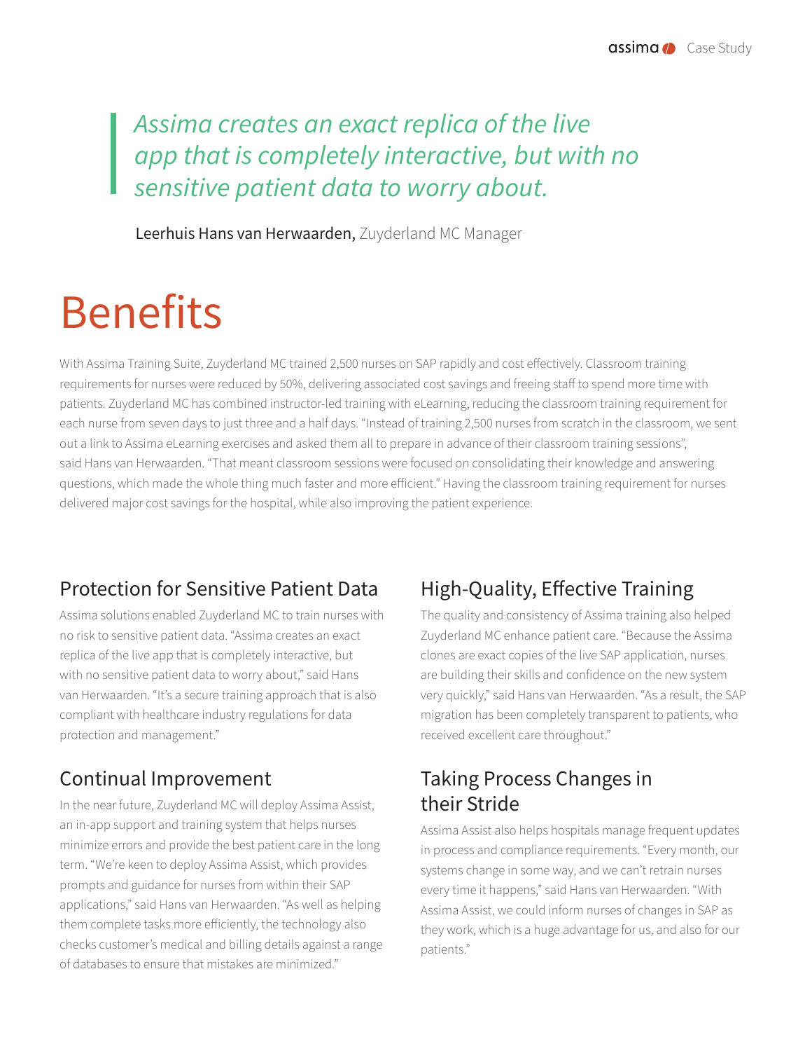> *Assima creates an exact replica of the live app that is completely interactive, but with no sensitive patient data to worry about.*

Leerhuis Hans van Herwaarden, Zuyderland MC Manager

# Benefits

With Assima Training Suite, Zuyderland MC trained 2,500 nurses on SAP rapidly and cost effectively. Classroom training requirements for nurses were reduced by 50%, delivering associated cost savings and freeing staff to spend more time with patients. Zuyderland MC has combined instructor-led training with eLearning, reducing the classroom training requirement for each nurse from seven days to just three and a half days. "Instead of training 2,500 nurses from scratch in the classroom, we sent out a link to Assima eLearning exercises and asked them all to prepare in advance of their classroom training sessions", said Hans van Herwaarden. "That meant classroom sessions were focused on consolidating their knowledge and answering questions, which made the whole thing much faster and more efficient." Having the classroom training requirement for nurses delivered major cost savings for the hospital, while also improving the patient experience.

## Protection for Sensitive Patient Data

Assima solutions enabled Zuyderland MC to train nurses with no risk to sensitive patient data. "Assima creates an exact replica of the live app that is completely interactive, but with no sensitive patient data to worry about," said Hans van Herwaarden. "It's a secure training approach that is also compliant with healthcare industry regulations for data protection and management."

## Continual Improvement

In the near future, Zuyderland MC will deploy Assima Assist, an in-app support and training system that helps nurses minimize errors and provide the best patient care in the long term. "We're keen to deploy Assima Assist, which provides prompts and guidance for nurses from within their SAP applications," said Hans van Herwaarden. "As well as helping them complete tasks more efficiently, the technology also checks customer's medical and billing details against a range of databases to ensure that mistakes are minimized."

## High-Quality, Effective Training

The quality and consistency of Assima training also helped Zuyderland MC enhance patient care. "Because the Assima clones are exact copies of the live SAP application, nurses are building their skills and confidence on the new system very quickly," said Hans van Herwaarden. "As a result, the SAP migration has been completely transparent to patients, who received excellent care throughout."

## Taking Process Changes in their Stride

Assima Assist also helps hospitals manage frequent updates in process and compliance requirements. "Every month, our systems change in some way, and we can't retrain nurses every time it happens," said Hans van Herwaarden. "With Assima Assist, we could inform nurses of changes in SAP as they work, which is a huge advantage for us, and also for our patients."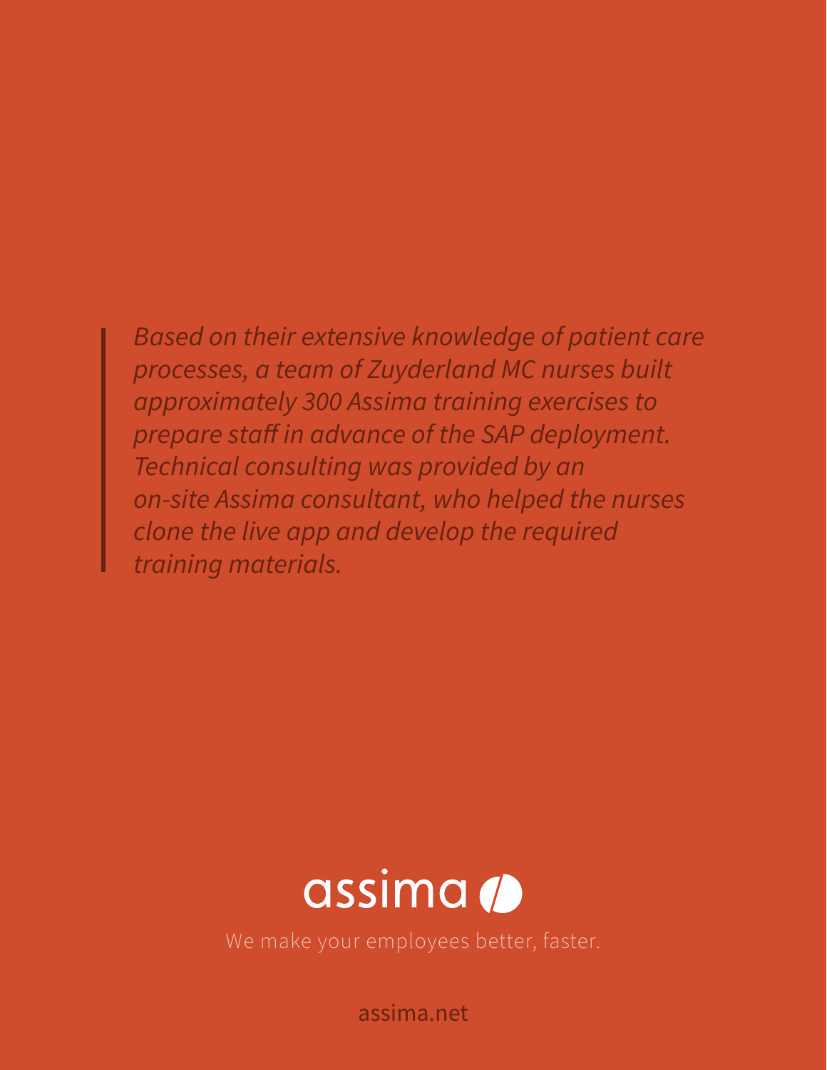> *Based on their extensive knowledge of patient care processes, a team of Zuyderland MC nurses built approximately 300 Assima training exercises to prepare staff in advance of the SAP deployment. Technical consulting was provided by an on-site Assima consultant, who helped the nurses clone the live app and develop the required training materials.*

assima

We make your employees better, faster.

assima.net